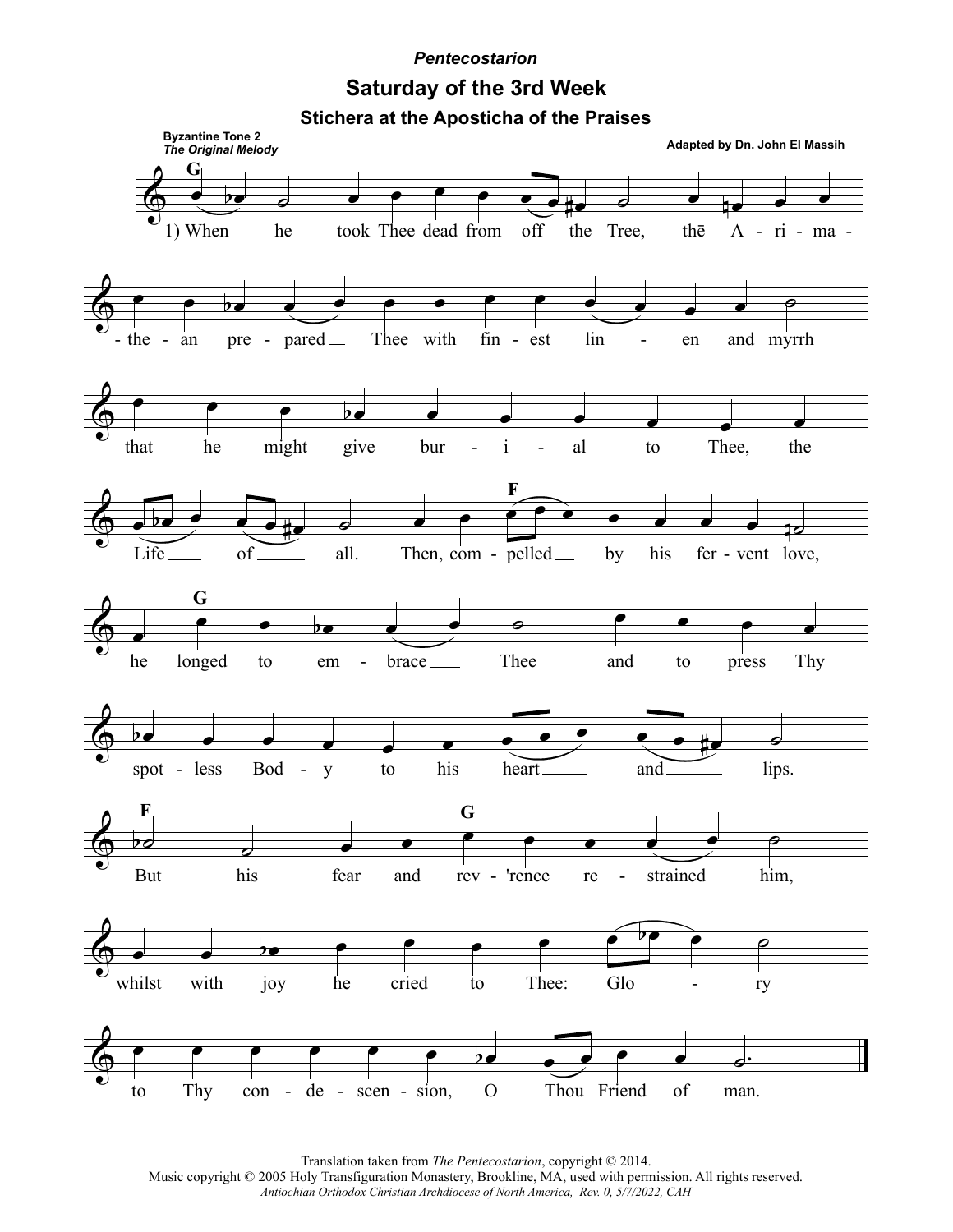*Pentecostarion*

# Saturday of the 3rd Week

## Stichera at the Aposticha of the Praises

**Byzantine Tone 2**
*The Original Melody*

**Adapted by Dn. John El Massih**

1) When he took Thee dead from off the Tree, thē A-ri-ma-the-an pre-pared Thee with fin-est lin-en and myrrh that he might give bur-i-al to Thee, the Life of all. Then, com-pelled by his fer-vent love, he longed to em-brace Thee and to press Thy spot-less Bod-y to his heart and lips. But his fear and rev-'rence re-strained him, whilst with joy he cried to Thee: Glo-ry to Thy con-de-scen-sion, O Thou Friend of man.

Translation taken from *The Pentecostarion*, copyright © 2014.
Music copyright © 2005 Holy Transfiguration Monastery, Brookline, MA, used with permission. All rights reserved.
*Antiochian Orthodox Christian Archdiocese of North America, Rev. 0, 5/7/2022, CAH*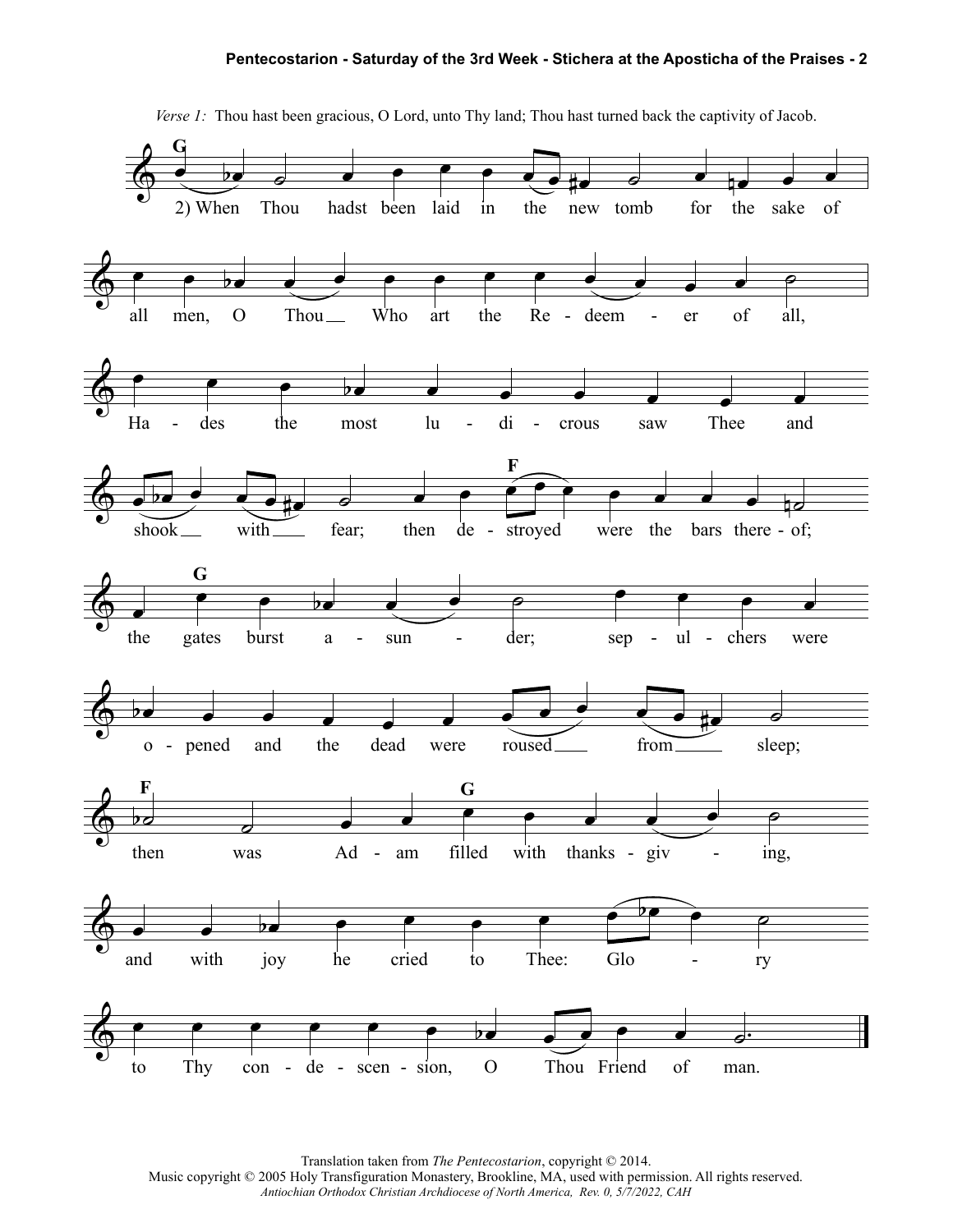*Verse 1:* Thou hast been gracious, O Lord, unto Thy land; Thou hast turned back the captivity of Jacob.

2) When Thou hadst been laid in the new tomb for the sake of all men, O Thou Who art the Redeemer of all, Hades the most ludicrous saw Thee and shook with fear; then destroyed were the bars thereof; the gates burst asunder; sepulchers were opened and the dead were roused from sleep; then was Adam filled with thanksgiving, and with joy he cried to Thee: Glory to Thy condescension, O Thou Friend of man.

Translation taken from *The Pentecostarion*, copyright © 2014.
Music copyright © 2005 Holy Transfiguration Monastery, Brookline, MA, used with permission. All rights reserved.
*Antiochian Orthodox Christian Archdiocese of North America, Rev. 0, 5/7/2022, CAH*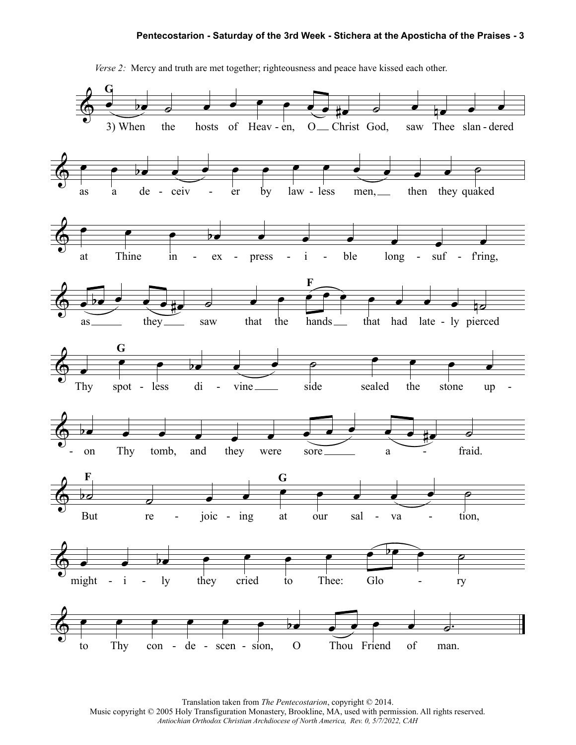*Verse 2:* Mercy and truth are met together; righteousness and peace have kissed each other.

G

3) When the hosts of Heav - en, O Christ God, saw Thee slan - dered as a de - ceiv - er by law - less men, then they quaked at Thine in - ex - press - i - ble long - suf - f'ring, as they saw that the

F

hands that had late - ly pierced Thy

G

spot - less di - vine side sealed the stone up - on Thy tomb, and they were sore a - fraid.

F

But re - joic - ing at

G

our sal - va - tion, might - i - ly they cried to Thee: Glo - ry to Thy con - de - scen - sion, O Thou Friend of man.

Translation taken from *The Pentecostarion*, copyright © 2014.
Music copyright © 2005 Holy Transfiguration Monastery, Brookline, MA, used with permission. All rights reserved.
*Antiochian Orthodox Christian Archdiocese of North America, Rev. 0, 5/7/2022, CAH*